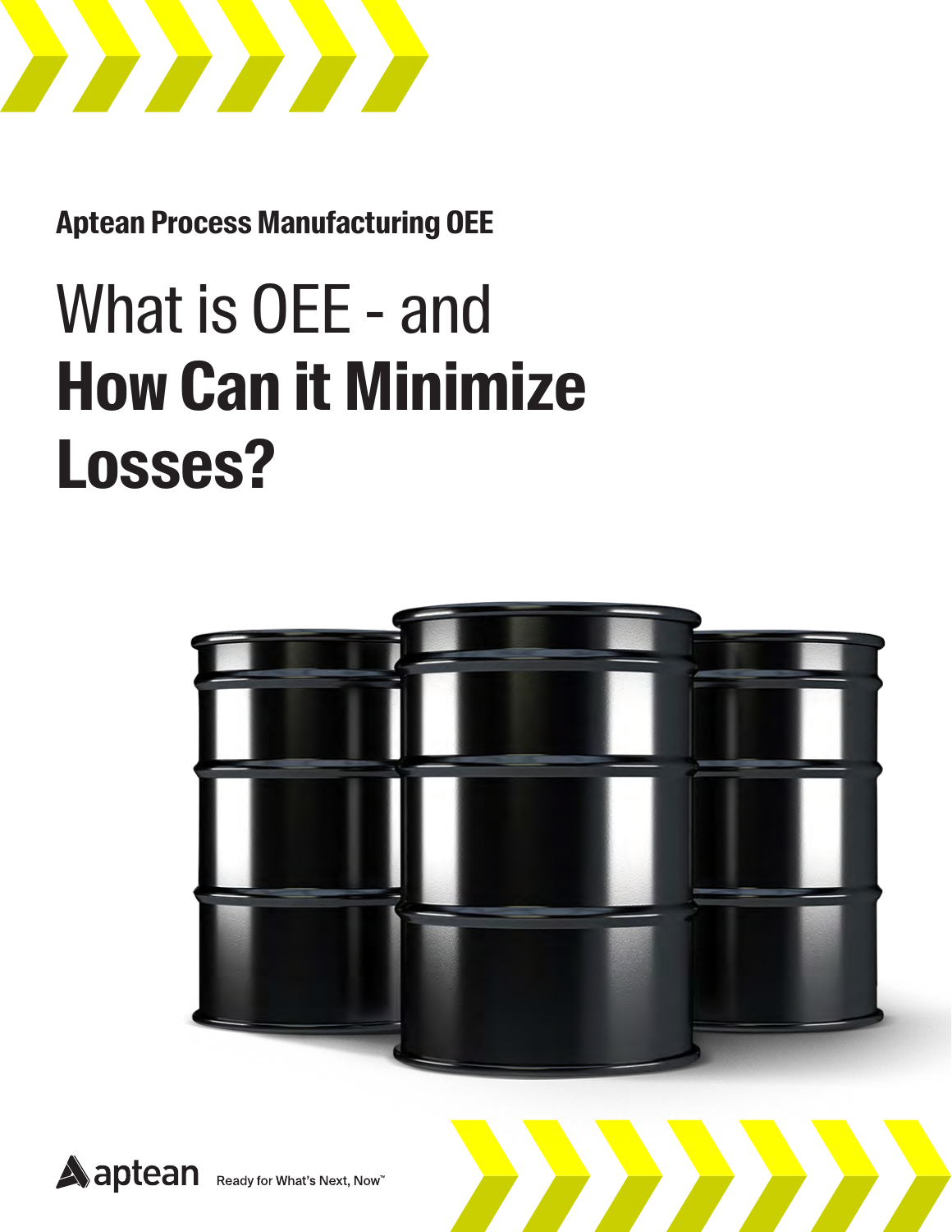Aptean Process Manufacturing OEE

# What is OEE - and **How Can it Minimize Losses?**

aptean Ready for What's Next, Now™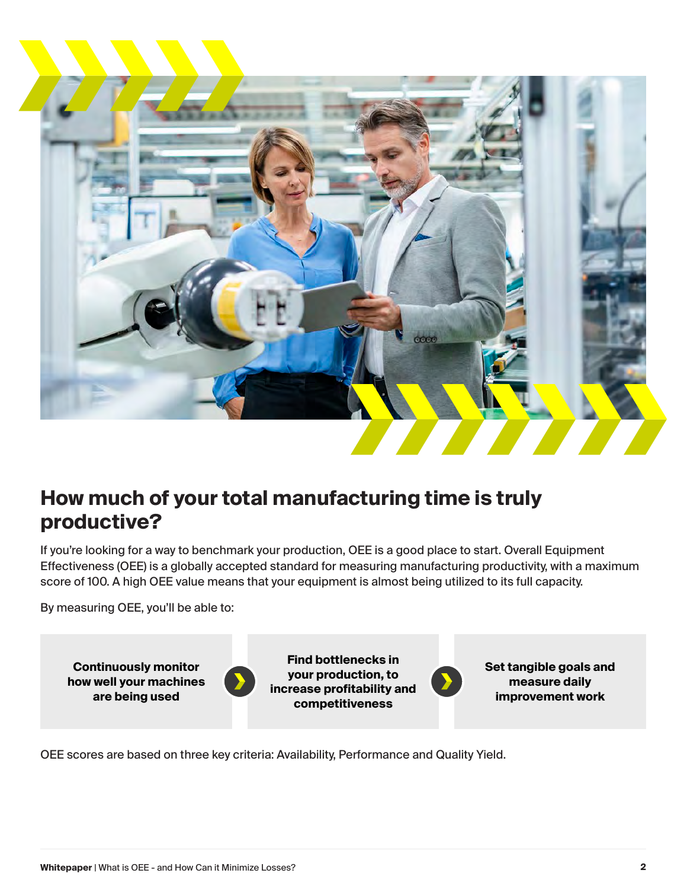## How much of your total manufacturing time is truly productive?

If you're looking for a way to benchmark your production, OEE is a good place to start. Overall Equipment Effectiveness (OEE) is a globally accepted standard for measuring manufacturing productivity, with a maximum score of 100. A high OEE value means that your equipment is almost being utilized to its full capacity.

By measuring OEE, you'll be able to:

- **Continuously monitor how well your machines are being used**
- **Find bottlenecks in your production, to increase profitability and competitiveness**
- **Set tangible goals and measure daily improvement work**

OEE scores are based on three key criteria: Availability, Performance and Quality Yield.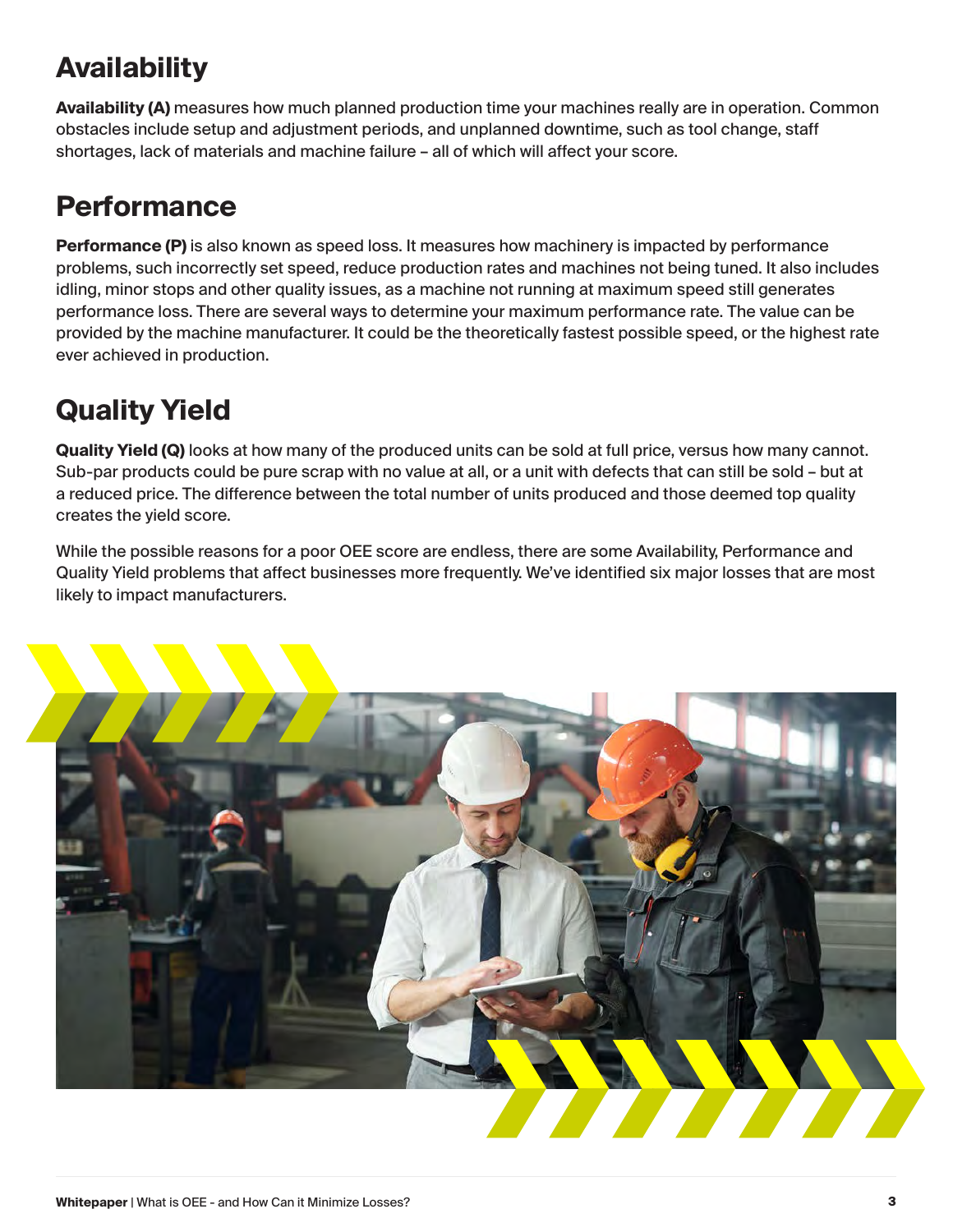## Availability

**Availability (A)** measures how much planned production time your machines really are in operation. Common obstacles include setup and adjustment periods, and unplanned downtime, such as tool change, staff shortages, lack of materials and machine failure – all of which will affect your score.

## Performance

**Performance (P)** is also known as speed loss. It measures how machinery is impacted by performance problems, such incorrectly set speed, reduce production rates and machines not being tuned. It also includes idling, minor stops and other quality issues, as a machine not running at maximum speed still generates performance loss. There are several ways to determine your maximum performance rate. The value can be provided by the machine manufacturer. It could be the theoretically fastest possible speed, or the highest rate ever achieved in production.

## Quality Yield

**Quality Yield (Q)** looks at how many of the produced units can be sold at full price, versus how many cannot. Sub-par products could be pure scrap with no value at all, or a unit with defects that can still be sold – but at a reduced price. The difference between the total number of units produced and those deemed top quality creates the yield score.

While the possible reasons for a poor OEE score are endless, there are some Availability, Performance and Quality Yield problems that affect businesses more frequently. We've identified six major losses that are most likely to impact manufacturers.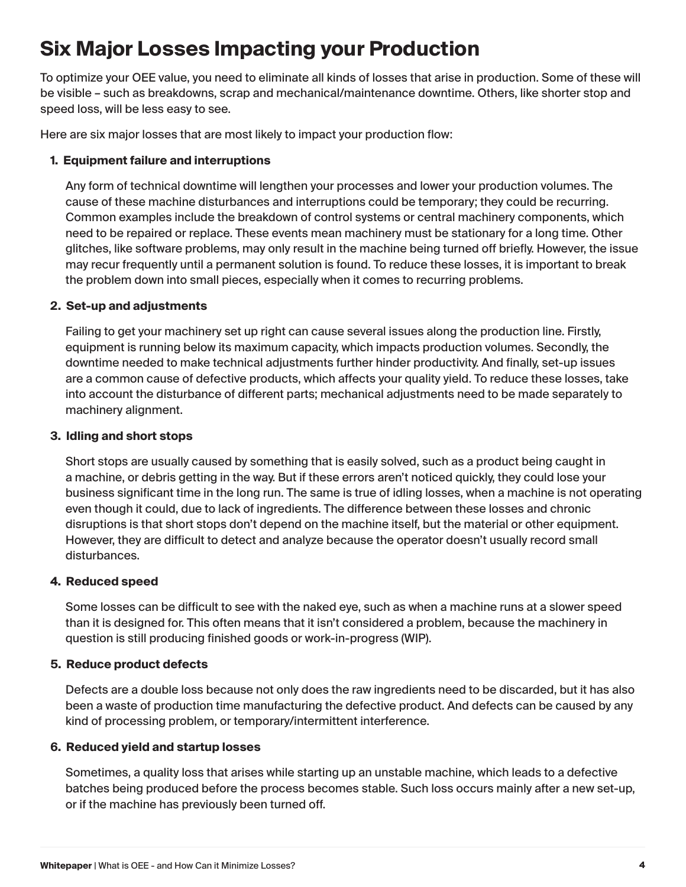# Six Major Losses Impacting your Production

To optimize your OEE value, you need to eliminate all kinds of losses that arise in production. Some of these will be visible – such as breakdowns, scrap and mechanical/maintenance downtime. Others, like shorter stop and speed loss, will be less easy to see.

Here are six major losses that are most likely to impact your production flow:

1. **Equipment failure and interruptions**

   Any form of technical downtime will lengthen your processes and lower your production volumes. The cause of these machine disturbances and interruptions could be temporary; they could be recurring. Common examples include the breakdown of control systems or central machinery components, which need to be repaired or replace. These events mean machinery must be stationary for a long time. Other glitches, like software problems, may only result in the machine being turned off briefly. However, the issue may recur frequently until a permanent solution is found. To reduce these losses, it is important to break the problem down into small pieces, especially when it comes to recurring problems.

2. **Set-up and adjustments**

   Failing to get your machinery set up right can cause several issues along the production line. Firstly, equipment is running below its maximum capacity, which impacts production volumes. Secondly, the downtime needed to make technical adjustments further hinder productivity. And finally, set-up issues are a common cause of defective products, which affects your quality yield. To reduce these losses, take into account the disturbance of different parts; mechanical adjustments need to be made separately to machinery alignment.

3. **Idling and short stops**

   Short stops are usually caused by something that is easily solved, such as a product being caught in a machine, or debris getting in the way. But if these errors aren't noticed quickly, they could lose your business significant time in the long run. The same is true of idling losses, when a machine is not operating even though it could, due to lack of ingredients. The difference between these losses and chronic disruptions is that short stops don't depend on the machine itself, but the material or other equipment. However, they are difficult to detect and analyze because the operator doesn't usually record small disturbances.

4. **Reduced speed**

   Some losses can be difficult to see with the naked eye, such as when a machine runs at a slower speed than it is designed for. This often means that it isn't considered a problem, because the machinery in question is still producing finished goods or work-in-progress (WIP).

5. **Reduce product defects**

   Defects are a double loss because not only does the raw ingredients need to be discarded, but it has also been a waste of production time manufacturing the defective product. And defects can be caused by any kind of processing problem, or temporary/intermittent interference.

6. **Reduced yield and startup losses**

   Sometimes, a quality loss that arises while starting up an unstable machine, which leads to a defective batches being produced before the process becomes stable. Such loss occurs mainly after a new set-up, or if the machine has previously been turned off.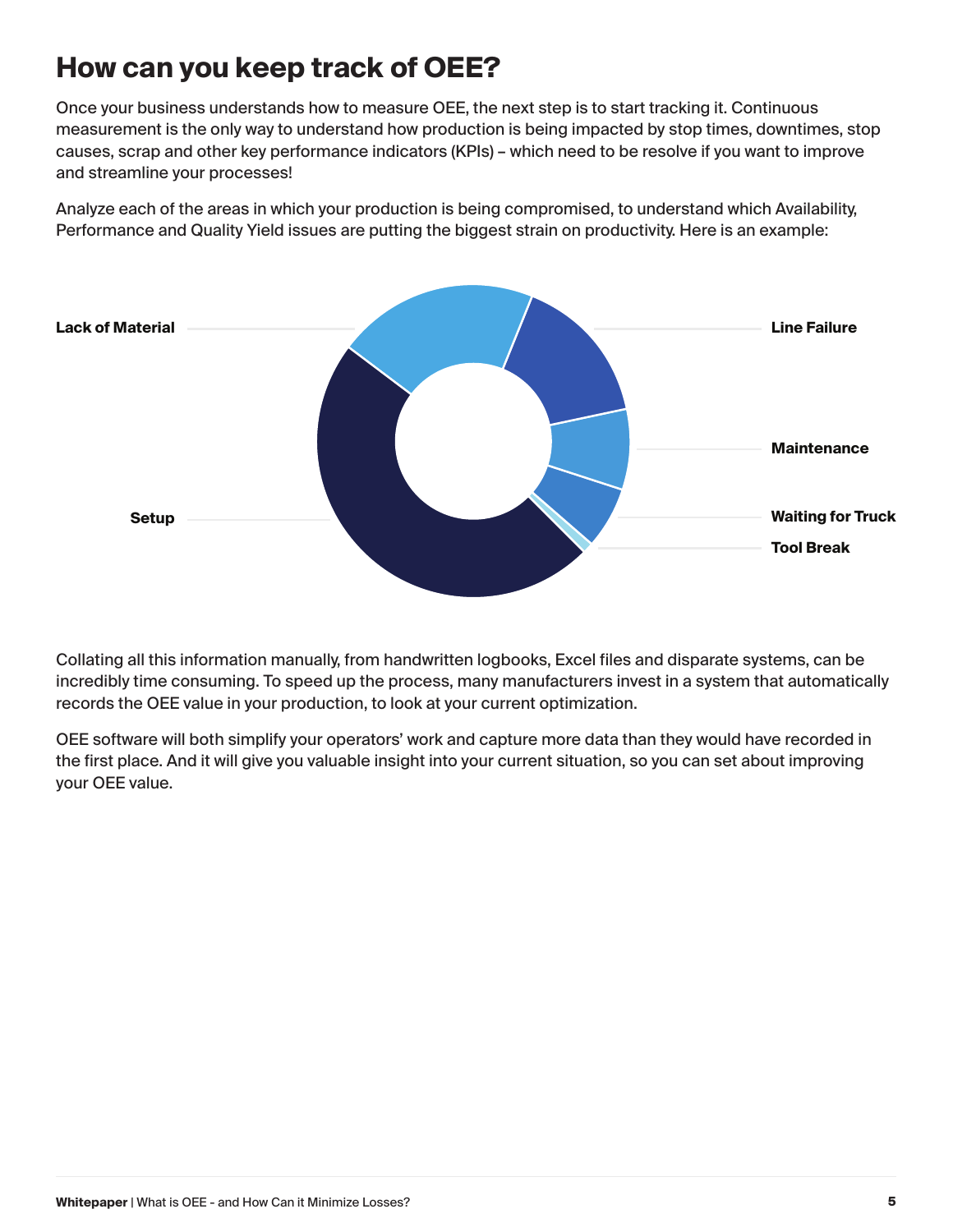# How can you keep track of OEE?

Once your business understands how to measure OEE, the next step is to start tracking it. Continuous measurement is the only way to understand how production is being impacted by stop times, downtimes, stop causes, scrap and other key performance indicators (KPIs) – which need to be resolve if you want to improve and streamline your processes!

Analyze each of the areas in which your production is being compromised, to understand which Availability, Performance and Quality Yield issues are putting the biggest strain on productivity. Here is an example:

Lack of Material

Line Failure

Maintenance

Setup

Waiting for Truck

Tool Break

Collating all this information manually, from handwritten logbooks, Excel files and disparate systems, can be incredibly time consuming. To speed up the process, many manufacturers invest in a system that automatically records the OEE value in your production, to look at your current optimization.

OEE software will both simplify your operators' work and capture more data than they would have recorded in the first place. And it will give you valuable insight into your current situation, so you can set about improving your OEE value.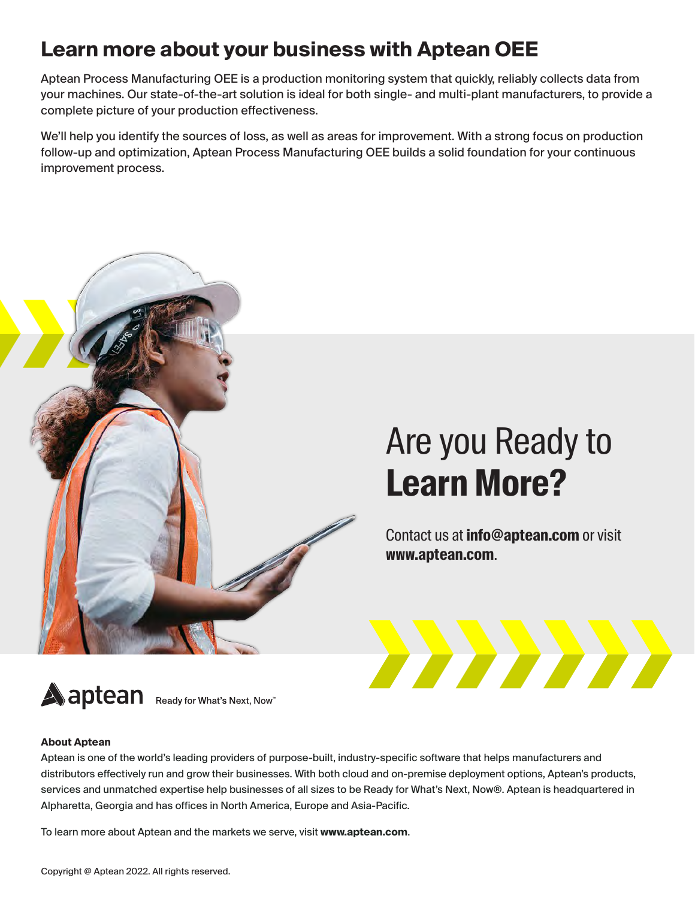# Learn more about your business with Aptean OEE

Aptean Process Manufacturing OEE is a production monitoring system that quickly, reliably collects data from your machines. Our state-of-the-art solution is ideal for both single- and multi-plant manufacturers, to provide a complete picture of your production effectiveness.

We'll help you identify the sources of loss, as well as areas for improvement. With a strong focus on production follow-up and optimization, Aptean Process Manufacturing OEE builds a solid foundation for your continuous improvement process.

## Are you Ready to **Learn More?**

Contact us at **info@aptean.com** or visit **www.aptean.com**.

aptean Ready for What's Next, Now™

**About Aptean**

Aptean is one of the world's leading providers of purpose-built, industry-specific software that helps manufacturers and distributors effectively run and grow their businesses. With both cloud and on-premise deployment options, Aptean's products, services and unmatched expertise help businesses of all sizes to be Ready for What's Next, Now®. Aptean is headquartered in Alpharetta, Georgia and has offices in North America, Europe and Asia-Pacific.

To learn more about Aptean and the markets we serve, visit **www.aptean.com**.

Copyright @ Aptean 2022. All rights reserved.